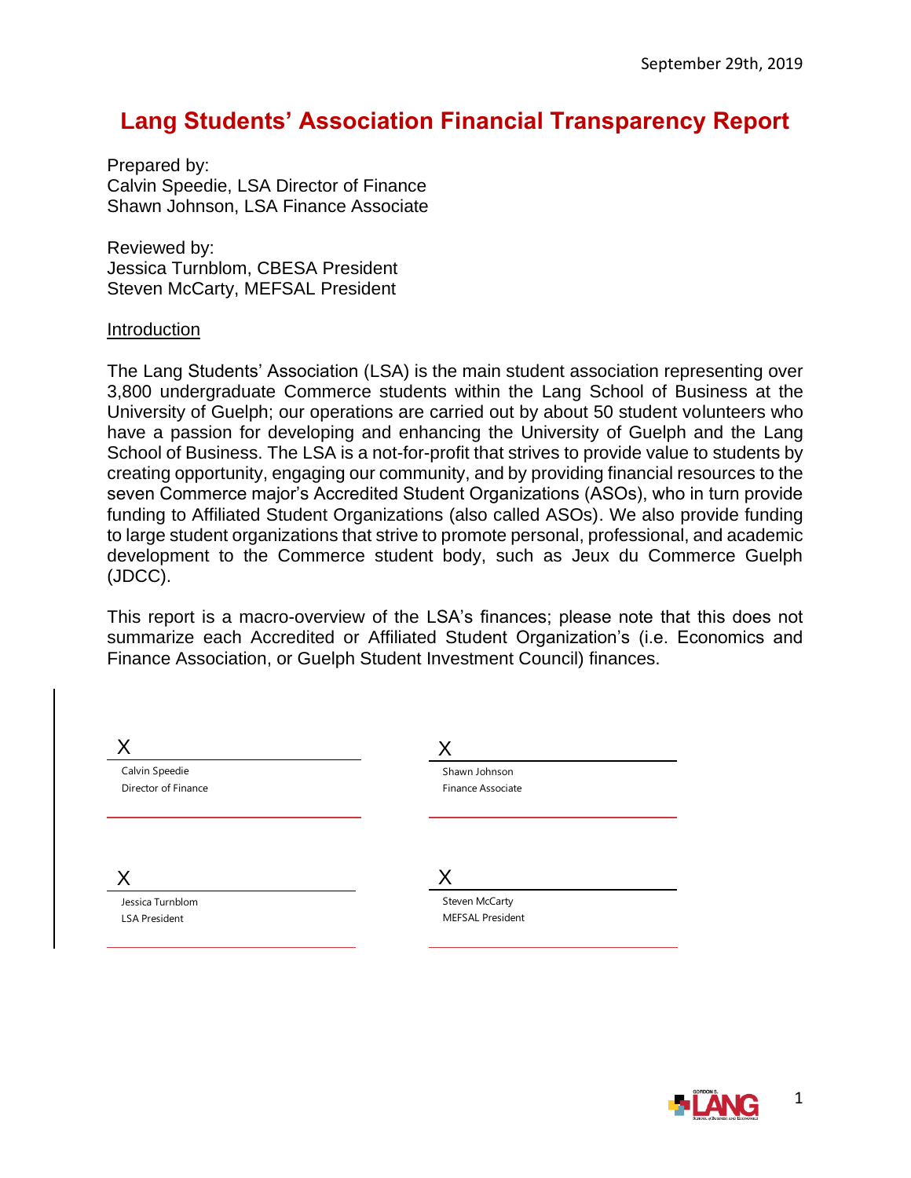September 29th, 2019

# Lang Students' Association Financial Transparency Report

Prepared by:
Calvin Speedie, LSA Director of Finance
Shawn Johnson, LSA Finance Associate

Reviewed by:
Jessica Turnblom, CBESA President
Steven McCarty, MEFSAL President

## Introduction

The Lang Students' Association (LSA) is the main student association representing over 3,800 undergraduate Commerce students within the Lang School of Business at the University of Guelph; our operations are carried out by about 50 student volunteers who have a passion for developing and enhancing the University of Guelph and the Lang School of Business. The LSA is a not-for-profit that strives to provide value to students by creating opportunity, engaging our community, and by providing financial resources to the seven Commerce major's Accredited Student Organizations (ASOs), who in turn provide funding to Affiliated Student Organizations (also called ASOs). We also provide funding to large student organizations that strive to promote personal, professional, and academic development to the Commerce student body, such as Jeux du Commerce Guelph (JDCC).

This report is a macro-overview of the LSA's finances; please note that this does not summarize each Accredited or Affiliated Student Organization's (i.e. Economics and Finance Association, or Guelph Student Investment Council) finances.

X ______________________
Calvin Speedie
Director of Finance

X ______________________
Shawn Johnson
Finance Associate

X ______________________
Jessica Turnblom
LSA President

X ______________________
Steven McCarty
MEFSAL President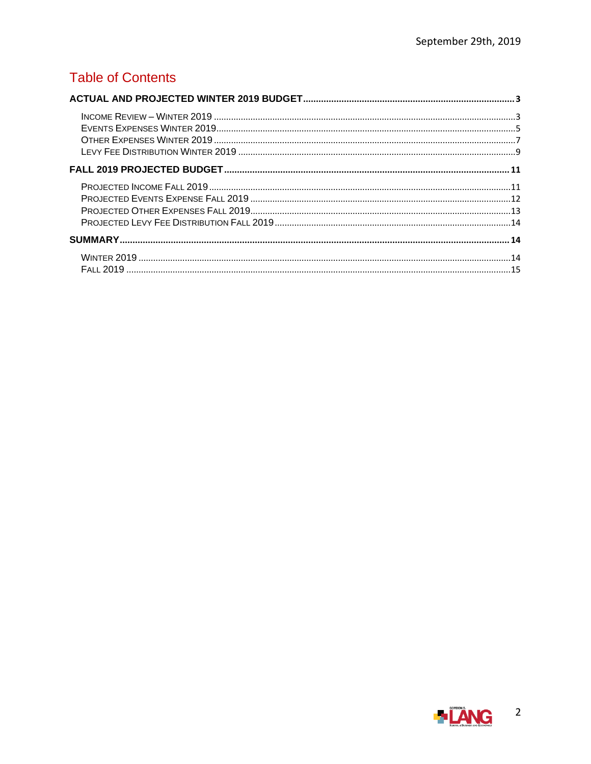# Table of Contents

**ACTUAL AND PROJECTED WINTER 2019 BUDGET** ..... 3

- INCOME REVIEW – WINTER 2019 ..... 3
- EVENTS EXPENSES WINTER 2019 ..... 5
- OTHER EXPENSES WINTER 2019 ..... 7
- LEVY FEE DISTRIBUTION WINTER 2019 ..... 9

**FALL 2019 PROJECTED BUDGET** ..... 11

- PROJECTED INCOME FALL 2019 ..... 11
- PROJECTED EVENTS EXPENSE FALL 2019 ..... 12
- PROJECTED OTHER EXPENSES FALL 2019 ..... 13
- PROJECTED LEVY FEE DISTRIBUTION FALL 2019 ..... 14

**SUMMARY** ..... 14

- WINTER 2019 ..... 14
- FALL 2019 ..... 15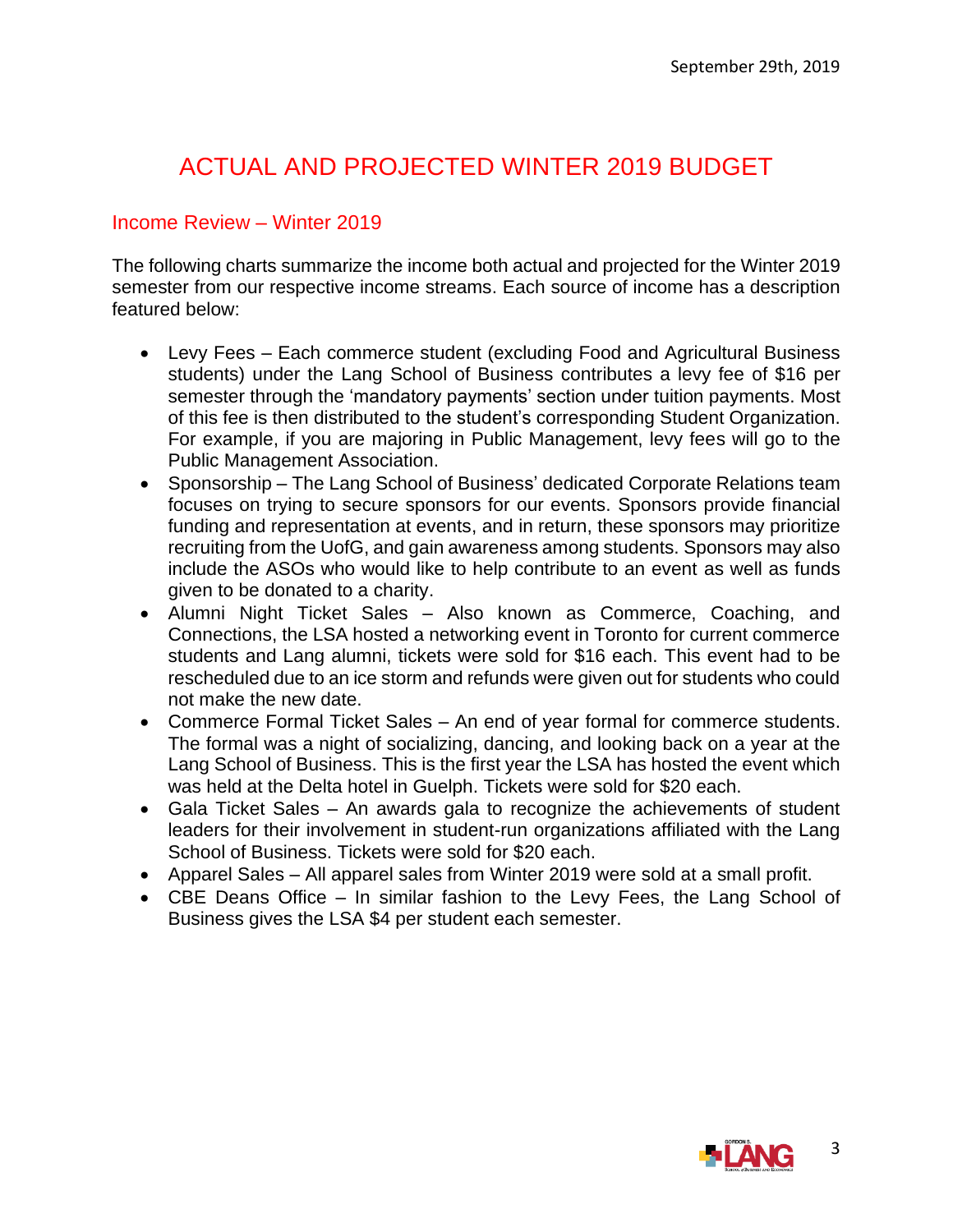September 29th, 2019

# ACTUAL AND PROJECTED WINTER 2019 BUDGET

## Income Review – Winter 2019

The following charts summarize the income both actual and projected for the Winter 2019 semester from our respective income streams. Each source of income has a description featured below:

- Levy Fees – Each commerce student (excluding Food and Agricultural Business students) under the Lang School of Business contributes a levy fee of $16 per semester through the 'mandatory payments' section under tuition payments. Most of this fee is then distributed to the student's corresponding Student Organization. For example, if you are majoring in Public Management, levy fees will go to the Public Management Association.
- Sponsorship – The Lang School of Business' dedicated Corporate Relations team focuses on trying to secure sponsors for our events. Sponsors provide financial funding and representation at events, and in return, these sponsors may prioritize recruiting from the UofG, and gain awareness among students. Sponsors may also include the ASOs who would like to help contribute to an event as well as funds given to be donated to a charity.
- Alumni Night Ticket Sales – Also known as Commerce, Coaching, and Connections, the LSA hosted a networking event in Toronto for current commerce students and Lang alumni, tickets were sold for $16 each. This event had to be rescheduled due to an ice storm and refunds were given out for students who could not make the new date.
- Commerce Formal Ticket Sales – An end of year formal for commerce students. The formal was a night of socializing, dancing, and looking back on a year at the Lang School of Business. This is the first year the LSA has hosted the event which was held at the Delta hotel in Guelph. Tickets were sold for $20 each.
- Gala Ticket Sales – An awards gala to recognize the achievements of student leaders for their involvement in student-run organizations affiliated with the Lang School of Business. Tickets were sold for $20 each.
- Apparel Sales – All apparel sales from Winter 2019 were sold at a small profit.
- CBE Deans Office – In similar fashion to the Levy Fees, the Lang School of Business gives the LSA $4 per student each semester.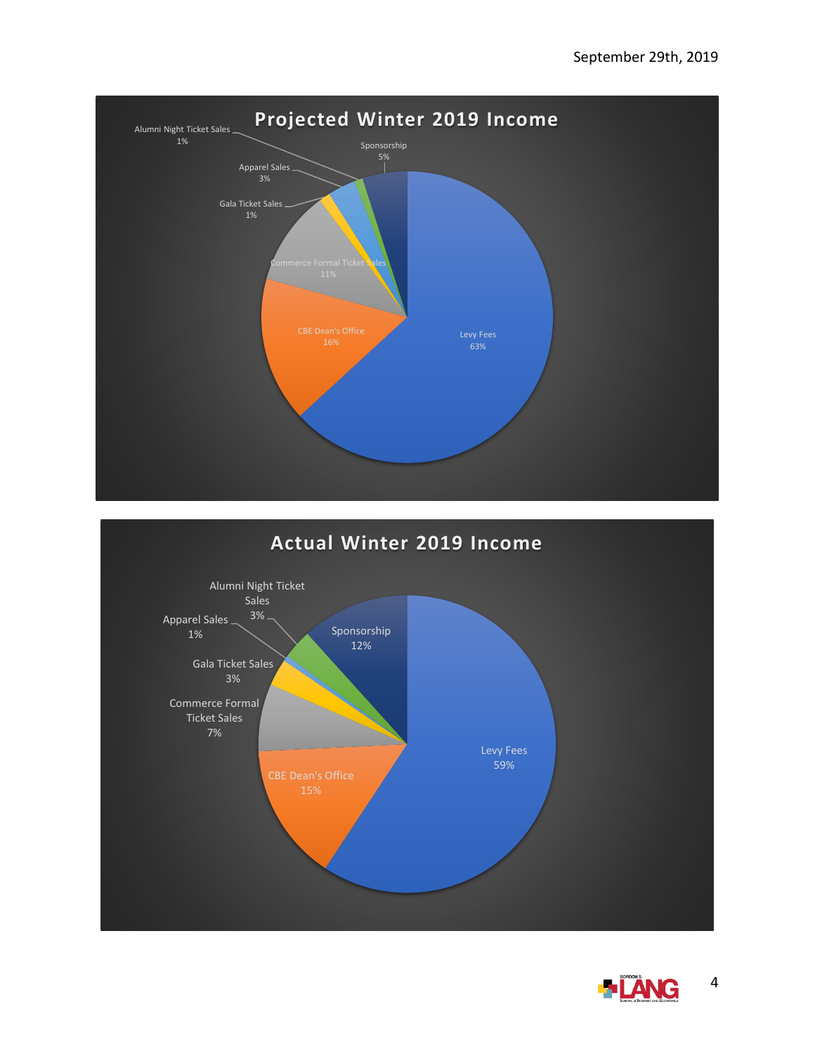September 29th, 2019

## Projected Winter 2019 Income

| Source | Percentage |
| --- | --- |
| Levy Fees | 63% |
| CBE Dean's Office | 16% |
| Commerce Formal Ticket Sales | 11% |
| Gala Ticket Sales | 1% |
| Apparel Sales | 3% |
| Alumni Night Ticket Sales | 1% |
| Sponsorship | 5% |

## Actual Winter 2019 Income

| Source | Percentage |
| --- | --- |
| Levy Fees | 59% |
| CBE Dean's Office | 15% |
| Commerce Formal Ticket Sales | 7% |
| Gala Ticket Sales | 3% |
| Apparel Sales | 1% |
| Alumni Night Ticket Sales | 3% |
| Sponsorship | 12% |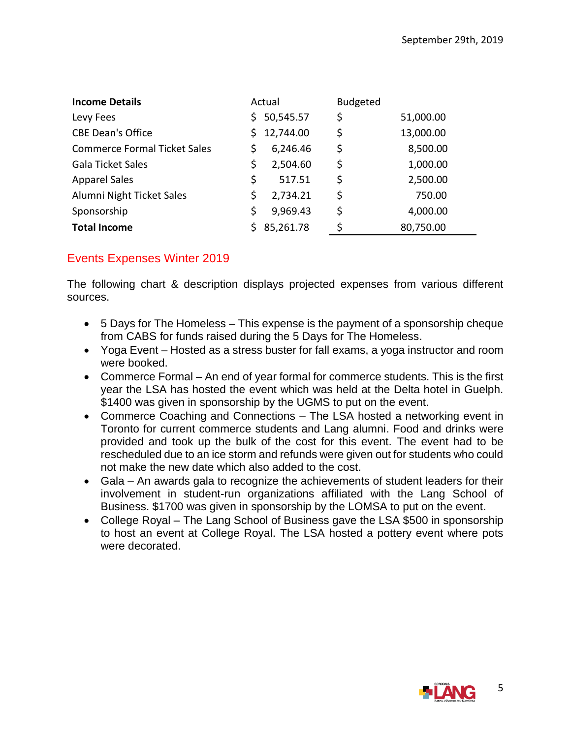| **Income Details** | Actual | Budgeted |
| --- | --- | --- |
| Levy Fees | $ 50,545.57 | $ 51,000.00 |
| CBE Dean's Office | $ 12,744.00 | $ 13,000.00 |
| Commerce Formal Ticket Sales | $ 6,246.46 | $ 8,500.00 |
| Gala Ticket Sales | $ 2,504.60 | $ 1,000.00 |
| Apparel Sales | $ 517.51 | $ 2,500.00 |
| Alumni Night Ticket Sales | $ 2,734.21 | $ 750.00 |
| Sponsorship | $ 9,969.43 | $ 4,000.00 |
| **Total Income** | $ 85,261.78 | $ 80,750.00 |

## Events Expenses Winter 2019

The following chart & description displays projected expenses from various different sources.

- 5 Days for The Homeless – This expense is the payment of a sponsorship cheque from CABS for funds raised during the 5 Days for The Homeless.
- Yoga Event – Hosted as a stress buster for fall exams, a yoga instructor and room were booked.
- Commerce Formal – An end of year formal for commerce students. This is the first year the LSA has hosted the event which was held at the Delta hotel in Guelph. $1400 was given in sponsorship by the UGMS to put on the event.
- Commerce Coaching and Connections – The LSA hosted a networking event in Toronto for current commerce students and Lang alumni. Food and drinks were provided and took up the bulk of the cost for this event. The event had to be rescheduled due to an ice storm and refunds were given out for students who could not make the new date which also added to the cost.
- Gala – An awards gala to recognize the achievements of student leaders for their involvement in student-run organizations affiliated with the Lang School of Business. $1700 was given in sponsorship by the LOMSA to put on the event.
- College Royal – The Lang School of Business gave the LSA $500 in sponsorship to host an event at College Royal. The LSA hosted a pottery event where pots were decorated.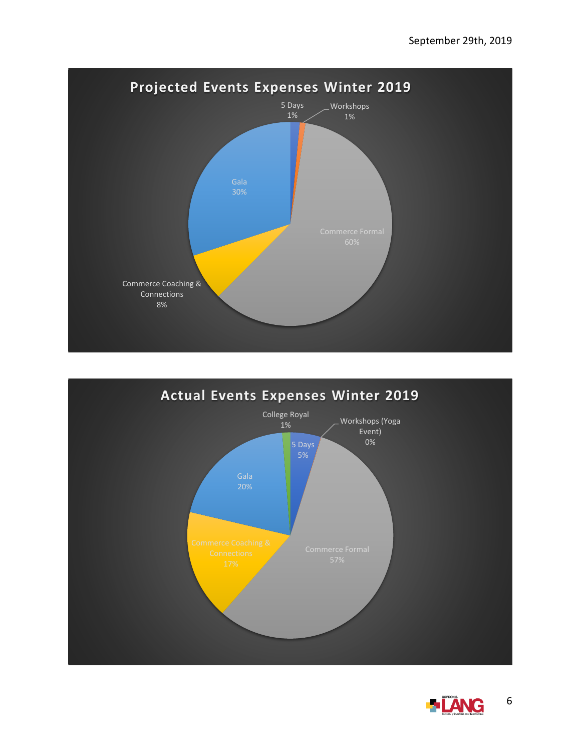September 29th, 2019

## Projected Events Expenses Winter 2019

| Event | Percentage |
| --- | --- |
| 5 Days | 1% |
| Workshops | 1% |
| Commerce Formal | 60% |
| Commerce Coaching & Connections | 8% |
| Gala | 30% |

## Actual Events Expenses Winter 2019

| Event | Percentage |
| --- | --- |
| College Royal | 1% |
| 5 Days | 5% |
| Workshops (Yoga Event) | 0% |
| Commerce Formal | 57% |
| Commerce Coaching & Connections | 17% |
| Gala | 20% |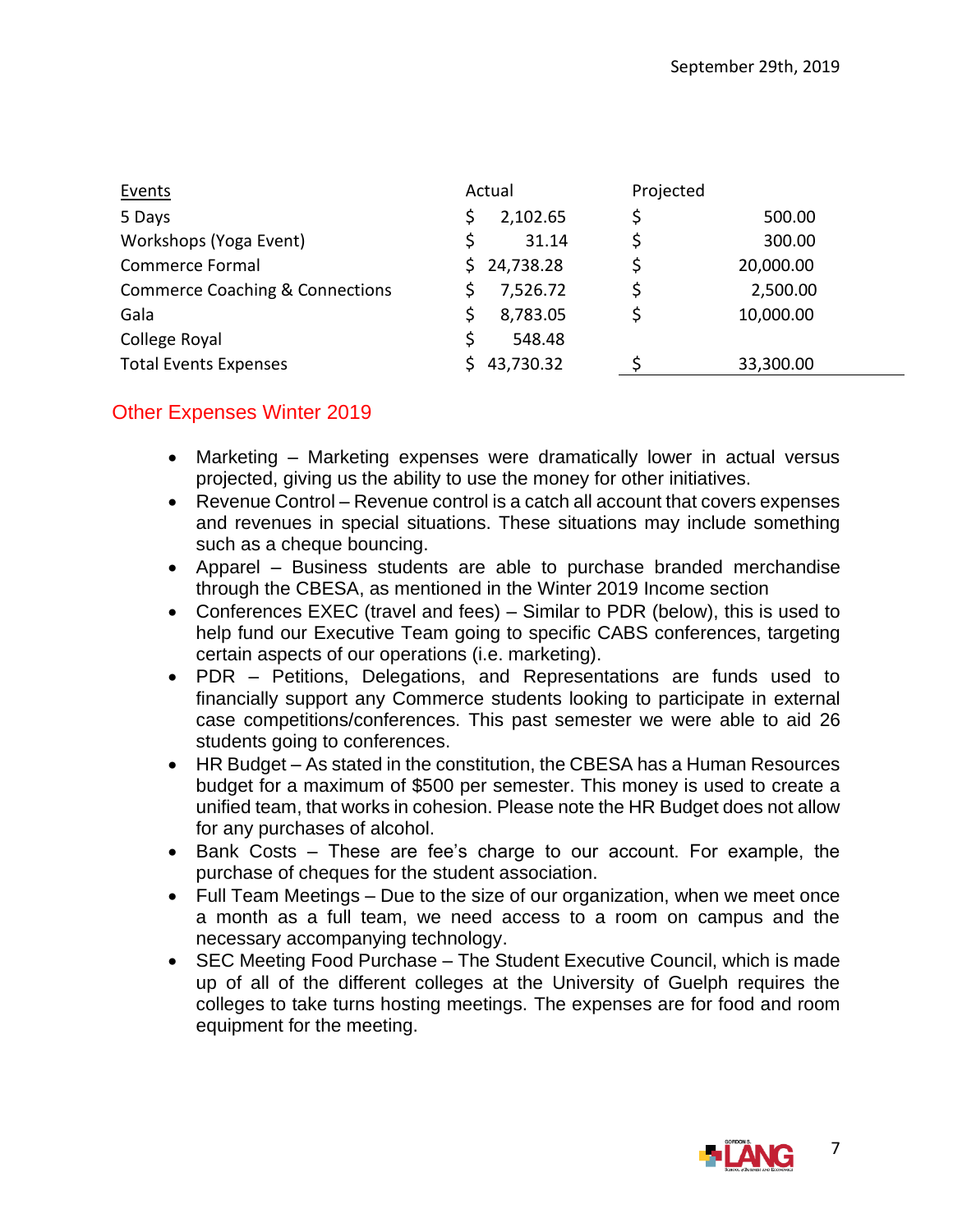| Events | Actual | Projected |
|---|---|---|
| 5 Days | $ 2,102.65 | $ 500.00 |
| Workshops (Yoga Event) | $ 31.14 | $ 300.00 |
| Commerce Formal | $ 24,738.28 | $ 20,000.00 |
| Commerce Coaching & Connections | $ 7,526.72 | $ 2,500.00 |
| Gala | $ 8,783.05 | $ 10,000.00 |
| College Royal | $ 548.48 | |
| Total Events Expenses | $ 43,730.32 | $ 33,300.00 |

## Other Expenses Winter 2019

- Marketing – Marketing expenses were dramatically lower in actual versus projected, giving us the ability to use the money for other initiatives.
- Revenue Control – Revenue control is a catch all account that covers expenses and revenues in special situations. These situations may include something such as a cheque bouncing.
- Apparel – Business students are able to purchase branded merchandise through the CBESA, as mentioned in the Winter 2019 Income section
- Conferences EXEC (travel and fees) – Similar to PDR (below), this is used to help fund our Executive Team going to specific CABS conferences, targeting certain aspects of our operations (i.e. marketing).
- PDR – Petitions, Delegations, and Representations are funds used to financially support any Commerce students looking to participate in external case competitions/conferences. This past semester we were able to aid 26 students going to conferences.
- HR Budget – As stated in the constitution, the CBESA has a Human Resources budget for a maximum of $500 per semester. This money is used to create a unified team, that works in cohesion. Please note the HR Budget does not allow for any purchases of alcohol.
- Bank Costs – These are fee's charge to our account. For example, the purchase of cheques for the student association.
- Full Team Meetings – Due to the size of our organization, when we meet once a month as a full team, we need access to a room on campus and the necessary accompanying technology.
- SEC Meeting Food Purchase – The Student Executive Council, which is made up of all of the different colleges at the University of Guelph requires the colleges to take turns hosting meetings. The expenses are for food and room equipment for the meeting.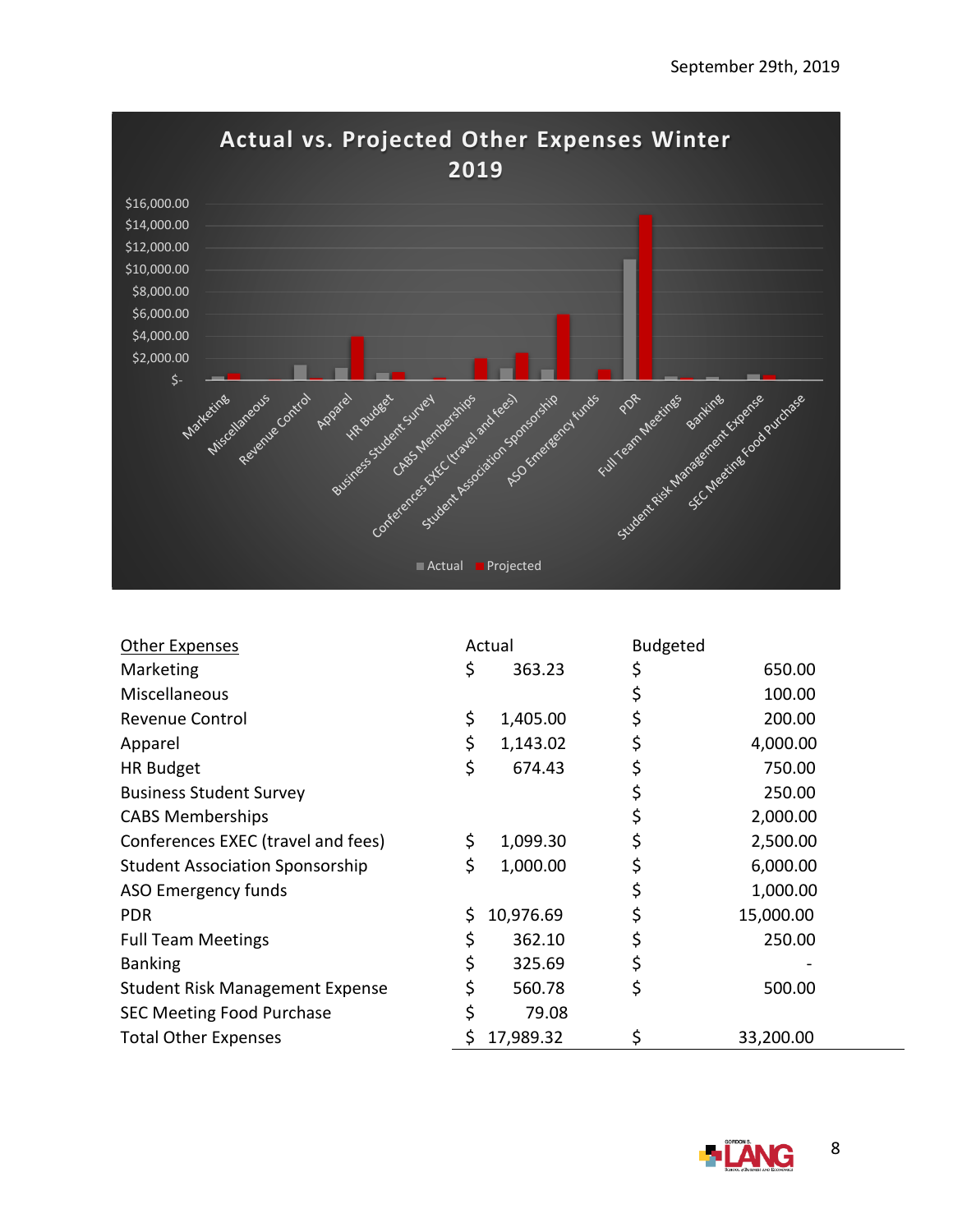September 29th, 2019

Actual vs. Projected Other Expenses Winter 2019

| Other Expenses | Actual | Budgeted |
|---|---|---|
| Marketing | $ 363.23 | $ 650.00 |
| Miscellaneous | | $ 100.00 |
| Revenue Control | $ 1,405.00 | $ 200.00 |
| Apparel | $ 1,143.02 | $ 4,000.00 |
| HR Budget | $ 674.43 | $ 750.00 |
| Business Student Survey | | $ 250.00 |
| CABS Memberships | | $ 2,000.00 |
| Conferences EXEC (travel and fees) | $ 1,099.30 | $ 2,500.00 |
| Student Association Sponsorship | $ 1,000.00 | $ 6,000.00 |
| ASO Emergency funds | | $ 1,000.00 |
| PDR | $ 10,976.69 | $ 15,000.00 |
| Full Team Meetings | $ 362.10 | $ 250.00 |
| Banking | $ 325.69 | $ - |
| Student Risk Management Expense | $ 560.78 | $ 500.00 |
| SEC Meeting Food Purchase | $ 79.08 | |
| Total Other Expenses | $ 17,989.32 | $ 33,200.00 |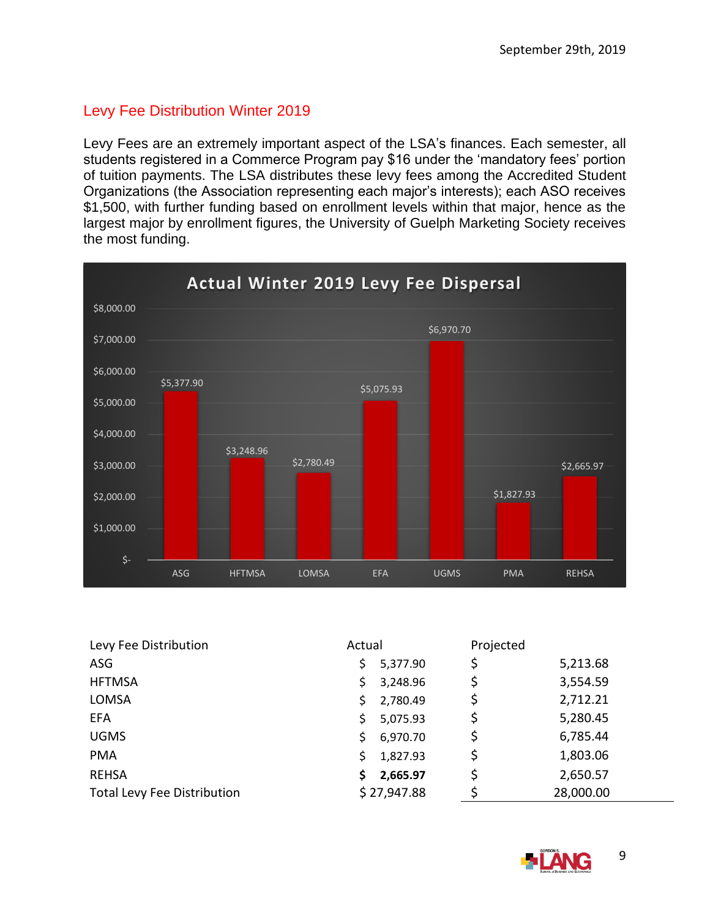September 29th, 2019

## Levy Fee Distribution Winter 2019

Levy Fees are an extremely important aspect of the LSA's finances. Each semester, all students registered in a Commerce Program pay $16 under the 'mandatory fees' portion of tuition payments. The LSA distributes these levy fees among the Accredited Student Organizations (the Association representing each major's interests); each ASO receives $1,500, with further funding based on enrollment levels within that major, hence as the largest major by enrollment figures, the University of Guelph Marketing Society receives the most funding.

**Actual Winter 2019 Levy Fee Dispersal**

| ASO | Amount |
|---|---|
| ASG | $5,377.90 |
| HFTMSA | $3,248.96 |
| LOMSA | $2,780.49 |
| EFA | $5,075.93 |
| UGMS | $6,970.70 |
| PMA | $1,827.93 |
| REHSA | $2,665.97 |

| Levy Fee Distribution | Actual | Projected |
|---|---|---|
| ASG | $ 5,377.90 | $ 5,213.68 |
| HFTMSA | $ 3,248.96 | $ 3,554.59 |
| LOMSA | $ 2,780.49 | $ 2,712.21 |
| EFA | $ 5,075.93 | $ 5,280.45 |
| UGMS | $ 6,970.70 | $ 6,785.44 |
| PMA | $ 1,827.93 | $ 1,803.06 |
| REHSA | **$ 2,665.97** | $ 2,650.57 |
| Total Levy Fee Distribution | $ 27,947.88 | $ 28,000.00 |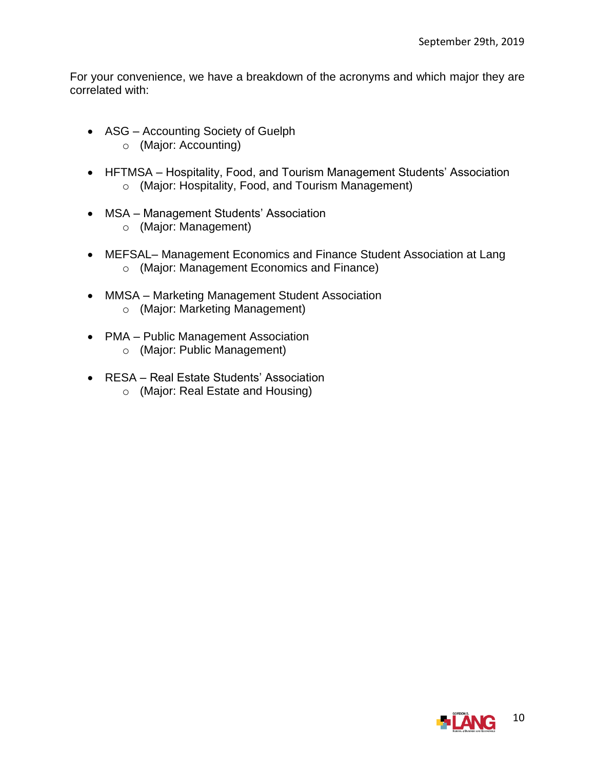For your convenience, we have a breakdown of the acronyms and which major they are correlated with:

- ASG – Accounting Society of Guelph
  - (Major: Accounting)
- HFTMSA – Hospitality, Food, and Tourism Management Students' Association
  - (Major: Hospitality, Food, and Tourism Management)
- MSA – Management Students' Association
  - (Major: Management)
- MEFSAL– Management Economics and Finance Student Association at Lang
  - (Major: Management Economics and Finance)
- MMSA – Marketing Management Student Association
  - (Major: Marketing Management)
- PMA – Public Management Association
  - (Major: Public Management)
- RESA – Real Estate Students' Association
  - (Major: Real Estate and Housing)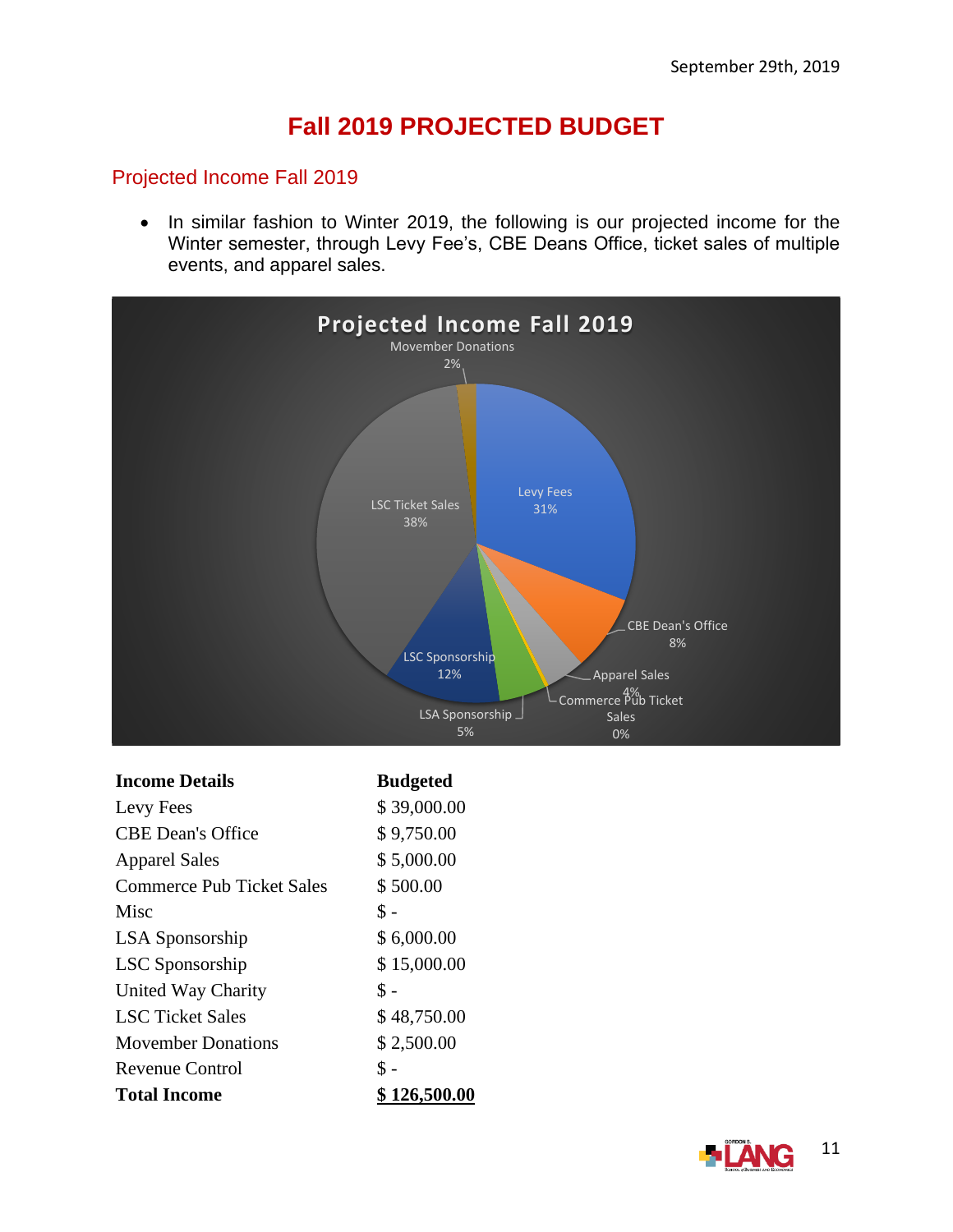September 29th, 2019

# Fall 2019 PROJECTED BUDGET

## Projected Income Fall 2019

- In similar fashion to Winter 2019, the following is our projected income for the Winter semester, through Levy Fee's, CBE Deans Office, ticket sales of multiple events, and apparel sales.

**Projected Income Fall 2019**

Movember Donations 2%
Levy Fees 31%
CBE Dean's Office 8%
Apparel Sales 4%
Commerce Pub Ticket Sales 0%
LSA Sponsorship 5%
LSC Sponsorship 12%
LSC Ticket Sales 38%

| **Income Details** | **Budgeted** |
|---|---|
| Levy Fees | $ 39,000.00 |
| CBE Dean's Office | $ 9,750.00 |
| Apparel Sales | $ 5,000.00 |
| Commerce Pub Ticket Sales | $ 500.00 |
| Misc | $ - |
| LSA Sponsorship | $ 6,000.00 |
| LSC Sponsorship | $ 15,000.00 |
| United Way Charity | $ - |
| LSC Ticket Sales | $ 48,750.00 |
| Movember Donations | $ 2,500.00 |
| Revenue Control | $ - |
| **Total Income** | **$ 126,500.00** |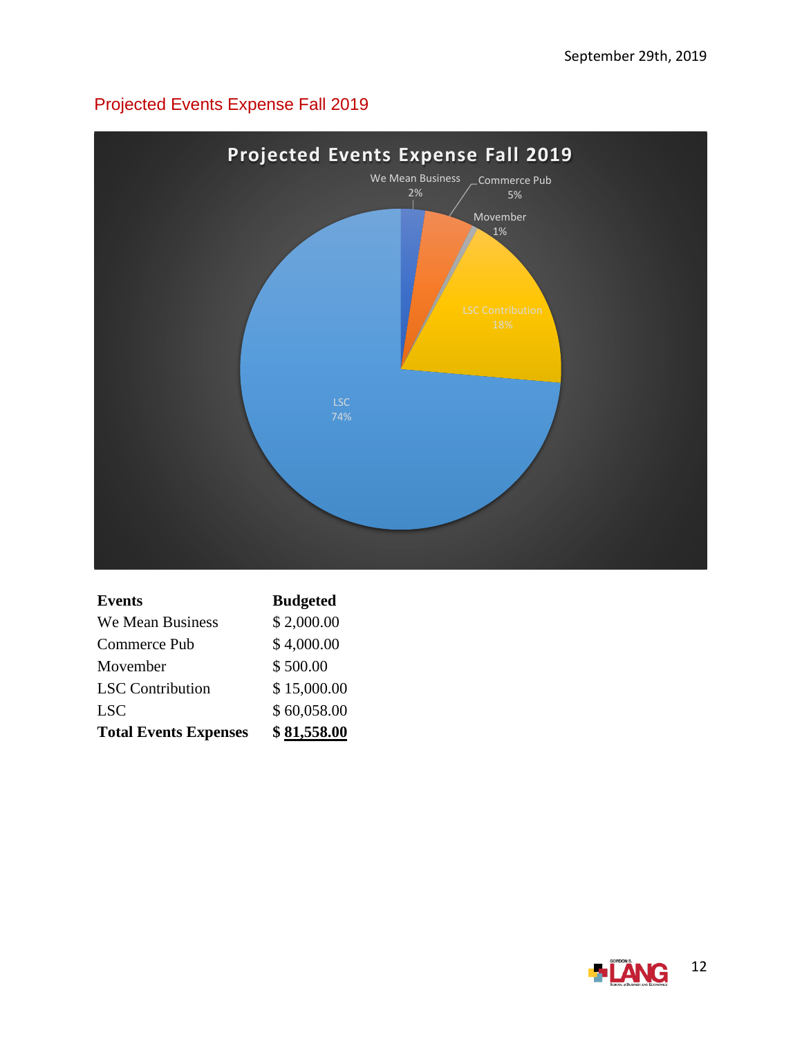September 29th, 2019

## Projected Events Expense Fall 2019

| Events | Budgeted |
|---|---|
| We Mean Business | $ 2,000.00 |
| Commerce Pub | $ 4,000.00 |
| Movember | $ 500.00 |
| LSC Contribution | $ 15,000.00 |
| LSC | $ 60,058.00 |
| **Total Events Expenses** | **$ 81,558.00** |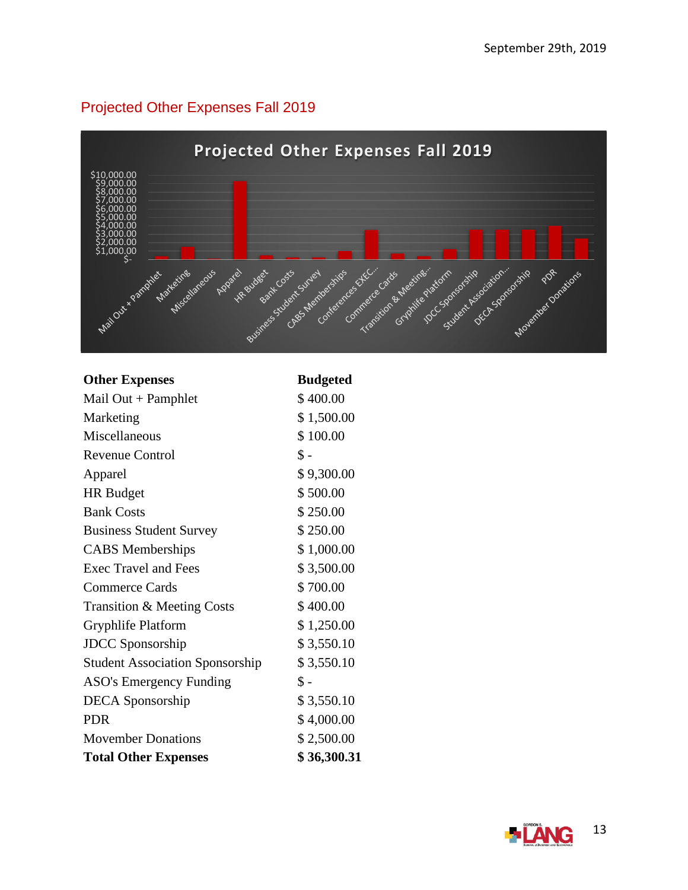## Projected Other Expenses Fall 2019

| Other Expenses | Budgeted |
|---|---|
| Mail Out + Pamphlet | $ 400.00 |
| Marketing | $ 1,500.00 |
| Miscellaneous | $ 100.00 |
| Revenue Control | $ - |
| Apparel | $ 9,300.00 |
| HR Budget | $ 500.00 |
| Bank Costs | $ 250.00 |
| Business Student Survey | $ 250.00 |
| CABS Memberships | $ 1,000.00 |
| Exec Travel and Fees | $ 3,500.00 |
| Commerce Cards | $ 700.00 |
| Transition & Meeting Costs | $ 400.00 |
| Gryphlife Platform | $ 1,250.00 |
| JDCC Sponsorship | $ 3,550.10 |
| Student Association Sponsorship | $ 3,550.10 |
| ASO's Emergency Funding | $ - |
| DECA Sponsorship | $ 3,550.10 |
| PDR | $ 4,000.00 |
| Movember Donations | $ 2,500.00 |
| **Total Other Expenses** | **$ 36,300.31** |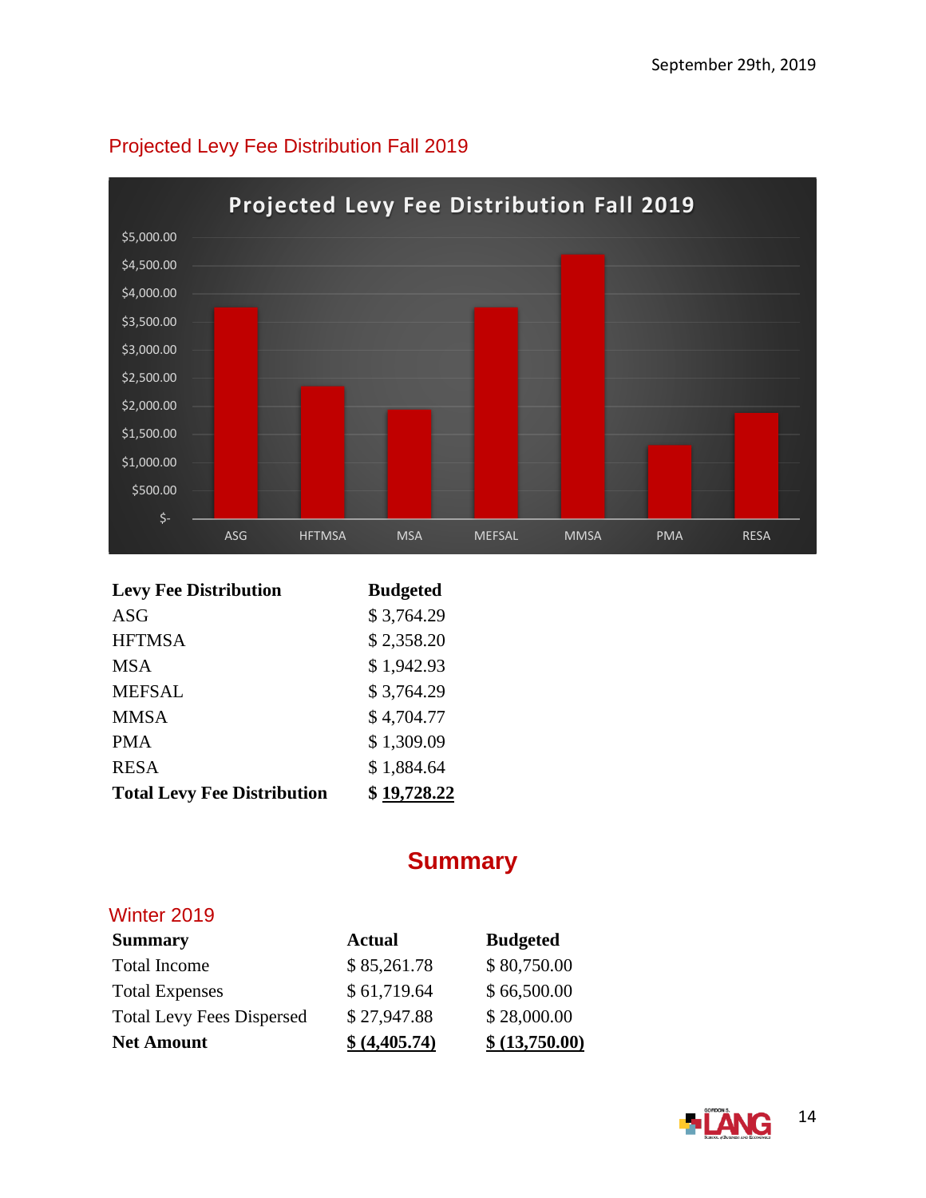## Projected Levy Fee Distribution Fall 2019

| Levy Fee Distribution | Budgeted |
|---|---|
| ASG | $ 3,764.29 |
| HFTMSA | $ 2,358.20 |
| MSA | $ 1,942.93 |
| MEFSAL | $ 3,764.29 |
| MMSA | $ 4,704.77 |
| PMA | $ 1,309.09 |
| RESA | $ 1,884.64 |
| **Total Levy Fee Distribution** | **$ 19,728.22** |

# Summary

## Winter 2019

| Summary | Actual | Budgeted |
|---|---|---|
| Total Income | $ 85,261.78 | $ 80,750.00 |
| Total Expenses | $ 61,719.64 | $ 66,500.00 |
| Total Levy Fees Dispersed | $ 27,947.88 | $ 28,000.00 |
| **Net Amount** | **$ (4,405.74)** | **$ (13,750.00)** |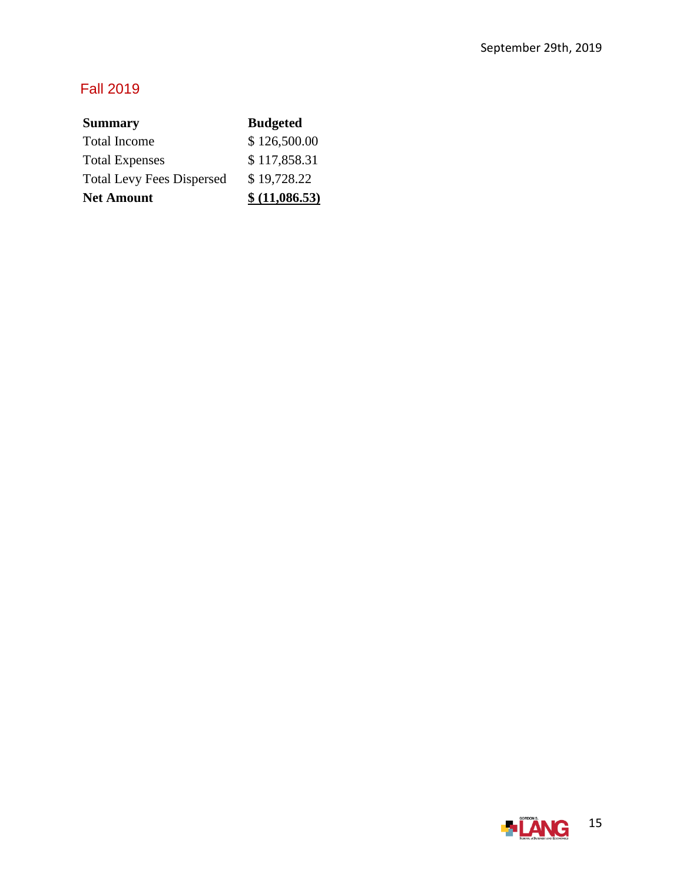September 29th, 2019

## Fall 2019

| **Summary** | **Budgeted** |
|---|---|
| Total Income | $ 126,500.00 |
| Total Expenses | $ 117,858.31 |
| Total Levy Fees Dispersed | $ 19,728.22 |
| **Net Amount** | **$ (11,086.53)** |